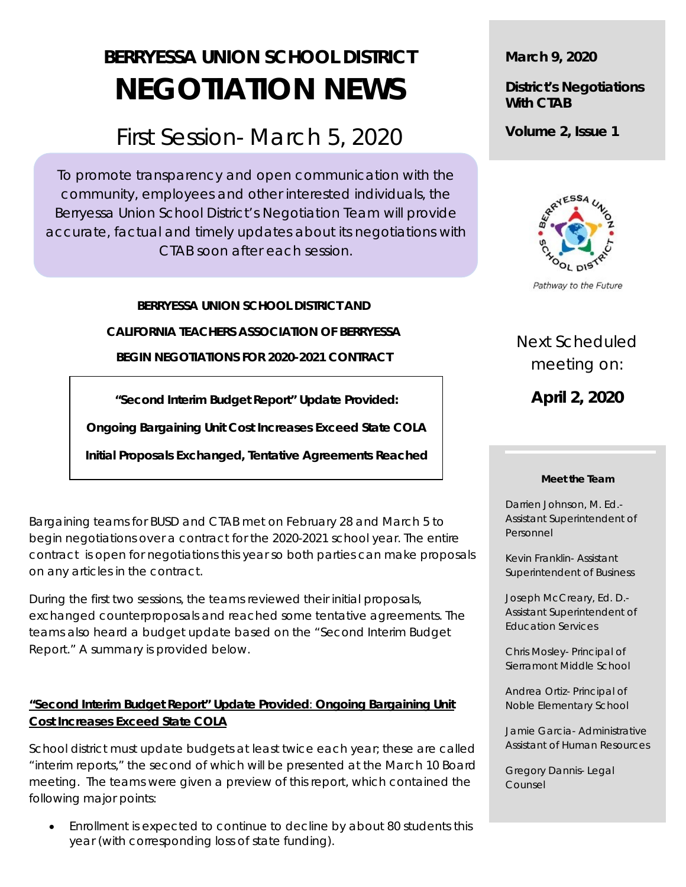# BERRYESSA UNION SCHOOL DISTRICT

# NEGOTIATION NEWS

## First Session- March 5, 2020

To promote transparency and open communication with the community, employees and other interested individuals, the Berryessa Union School District's Negotiation Team will provide accurate, factual and timely updates about its negotiations with CTAB soon after each session.

**March 9, 2020**

**District's Negotiations With CTAB**

**Volume 2, Issue 1**

Pathway to the Future

Next Scheduled meeting on:

**April 2, 2020**

**Meet the Team**

Darrien Johnson, M. Ed.- Assistant Superintendent of Personnel

Kevin Franklin- Assistant Superintendent of Business

Joseph McCreary, Ed. D.- Assistant Superintendent of Education Services

Chris Mosley- Principal of Sierramont Middle School

Andrea Ortiz- Principal of Noble Elementary School

Jamie Garcia- Administrative Assistant of Human Resources

Gregory Dannis- Legal Counsel

**BERRYESSA UNION SCHOOL DISTRICT AND**

**CALIFORNIA TEACHERS ASSOCIATION OF BERRYESSA**

**BEGIN NEGOTIATIONS FOR 2020-2021 CONTRACT**

**"Second Interim Budget Report" Update Provided:**

**Ongoing Bargaining Unit Cost Increases Exceed State COLA**

**Initial Proposals Exchanged, Tentative Agreements Reached**

Bargaining teams for BUSD and CTAB met on February 28 and March 5 to begin negotiations over a contract for the 2020-2021 school year. The entire contract is open for negotiations this year so both parties can make proposals on any articles in the contract.

During the first two sessions, the teams reviewed their initial proposals, exchanged counterproposals and reached some tentative agreements. The teams also heard a budget update based on the "Second Interim Budget Report." A summary is provided below.

### "Second Interim Budget Report" Update Provided: Ongoing Bargaining Unit Cost Increases Exceed State COLA

School district must update budgets at least twice each year; these are called "interim reports," the second of which will be presented at the March 10 Board meeting. The teams were given a preview of this report, which contained the following major points:

- Enrollment is expected to continue to decline by about 80 students this year (with corresponding loss of state funding).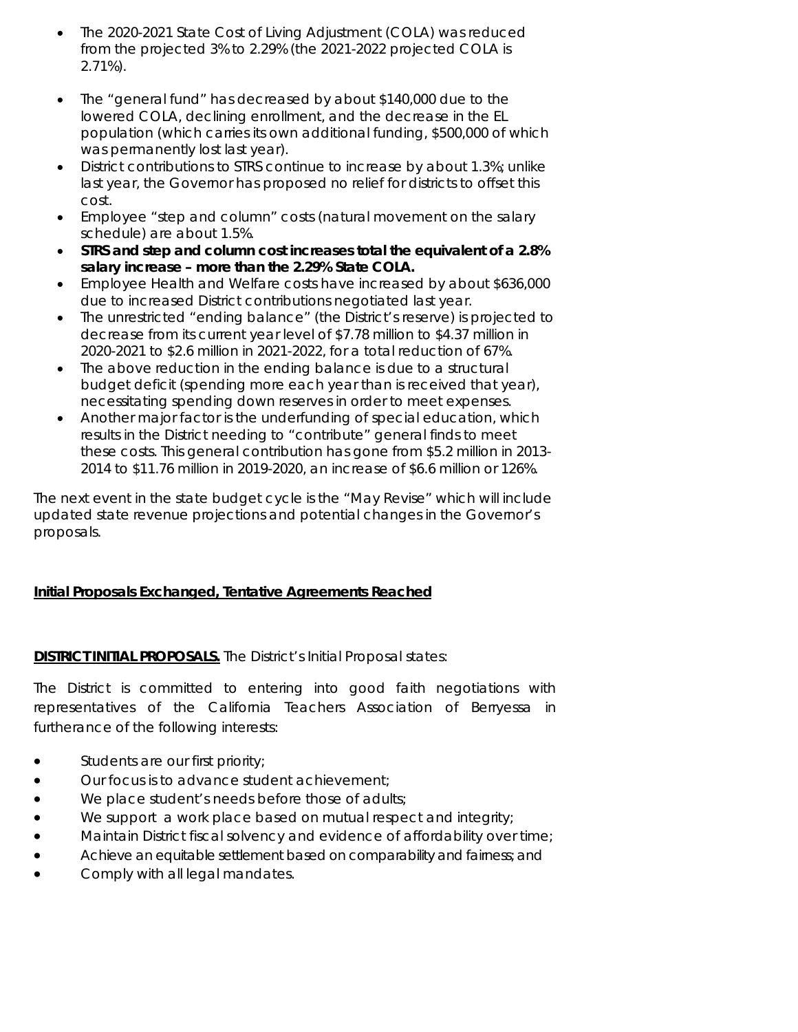- The 2020-2021 State Cost of Living Adjustment (COLA) was reduced from the projected 3% to 2.29% (the 2021-2022 projected COLA is 2.71%).
- The "general fund" has decreased by about $140,000 due to the lowered COLA, declining enrollment, and the decrease in the EL population (which carries its own additional funding, $500,000 of which was permanently lost last year).
- District contributions to STRS continue to increase by about 1.3%; unlike last year, the Governor has proposed no relief for districts to offset this cost.
- Employee "step and column" costs (natural movement on the salary schedule) are about 1.5%.
- **STRS and step and column cost increases total the equivalent of a 2.8% salary increase – more than the 2.29% State COLA.**
- Employee Health and Welfare costs have increased by about $636,000 due to increased District contributions negotiated last year.
- The unrestricted "ending balance" (the District's reserve) is projected to decrease from its current year level of $7.78 million to $4.37 million in 2020-2021 to $2.6 million in 2021-2022, for a total reduction of 67%.
- The above reduction in the ending balance is due to a structural budget deficit (spending more each year than is received that year), necessitating spending down reserves in order to meet expenses.
- Another major factor is the underfunding of special education, which results in the District needing to "contribute" general finds to meet these costs. This general contribution has gone from $5.2 million in 2013-2014 to $11.76 million in 2019-2020, an increase of $6.6 million or 126%.

The next event in the state budget cycle is the "May Revise" which will include updated state revenue projections and potential changes in the Governor's proposals.

## **Initial Proposals Exchanged, Tentative Agreements Reached**

**DISTRICT INITIAL PROPOSALS.** The District's Initial Proposal states:

The District is committed to entering into good faith negotiations with representatives of the California Teachers Association of Berryessa in furtherance of the following interests:

- Students are our first priority;
- Our focus is to advance student achievement;
- We place student's needs before those of adults;
- We support a work place based on mutual respect and integrity;
- Maintain District fiscal solvency and evidence of affordability over time;
- Achieve an equitable settlement based on comparability and fairness; and
- Comply with all legal mandates.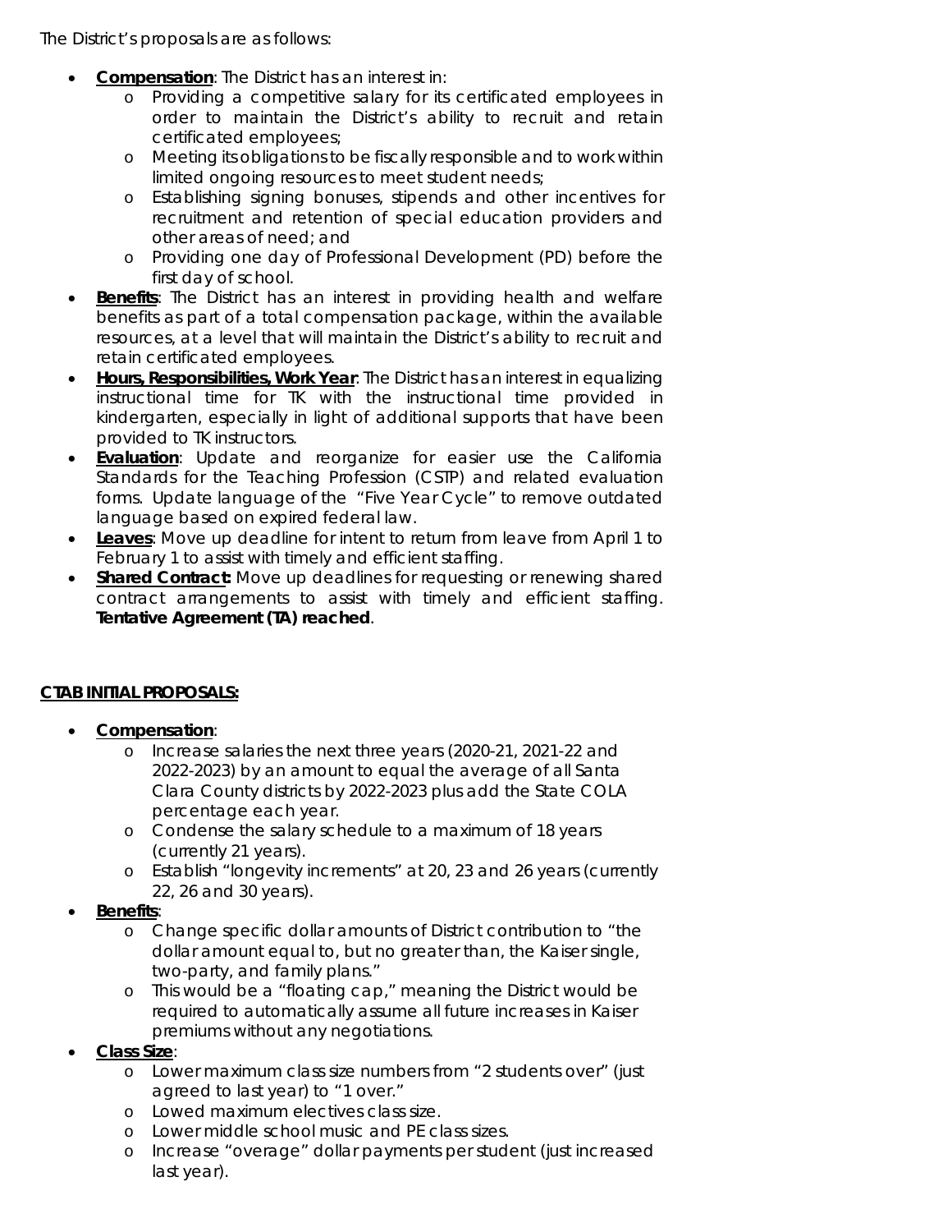The District's proposals are as follows:

- **Compensation**: The District has an interest in:
  - Providing a competitive salary for its certificated employees in order to maintain the District's ability to recruit and retain certificated employees;
  - Meeting its obligations to be fiscally responsible and to work within limited ongoing resources to meet student needs;
  - Establishing signing bonuses, stipends and other incentives for recruitment and retention of special education providers and other areas of need; and
  - Providing one day of Professional Development (PD) before the first day of school.
- **Benefits**: The District has an interest in providing health and welfare benefits as part of a total compensation package, within the available resources, at a level that will maintain the District's ability to recruit and retain certificated employees.
- **Hours, Responsibilities, Work Year**: The District has an interest in equalizing instructional time for TK with the instructional time provided in kindergarten, especially in light of additional supports that have been provided to TK instructors.
- **Evaluation**: Update and reorganize for easier use the California Standards for the Teaching Profession (CSTP) and related evaluation forms. Update language of the "Five Year Cycle" to remove outdated language based on expired federal law.
- **Leaves**: Move up deadline for intent to return from leave from April 1 to February 1 to assist with timely and efficient staffing.
- **Shared Contract:** Move up deadlines for requesting or renewing shared contract arrangements to assist with timely and efficient staffing. **Tentative Agreement (TA) reached**.

**CTAB INITIAL PROPOSALS:**

- **Compensation**:
  - Increase salaries the next three years (2020-21, 2021-22 and 2022-2023) by an amount to equal the average of all Santa Clara County districts by 2022-2023 plus add the State COLA percentage each year.
  - Condense the salary schedule to a maximum of 18 years (currently 21 years).
  - Establish "longevity increments" at 20, 23 and 26 years (currently 22, 26 and 30 years).
- **Benefits**:
  - Change specific dollar amounts of District contribution to "the dollar amount equal to, but no greater than, the Kaiser single, two-party, and family plans."
  - This would be a "floating cap," meaning the District would be required to automatically assume all future increases in Kaiser premiums without any negotiations.
- **Class Size**:
  - Lower maximum class size numbers from "2 students over" (just agreed to last year) to "1 over."
  - Lowed maximum electives class size.
  - Lower middle school music and PE class sizes.
  - Increase "overage" dollar payments per student (just increased last year).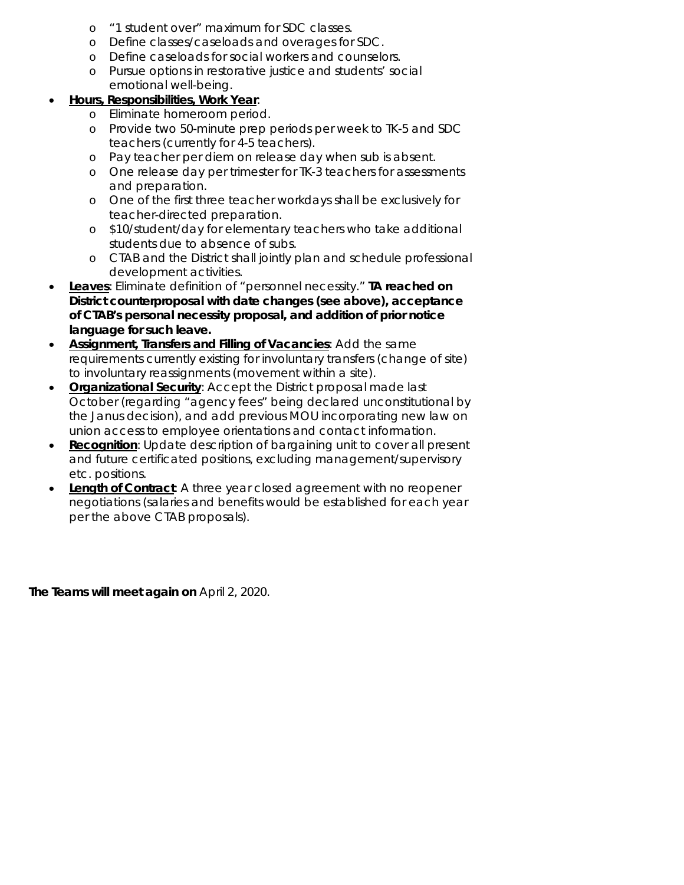- "1 student over" maximum for SDC classes.
  - Define classes/caseloads and overages for SDC.
  - Define caseloads for social workers and counselors.
  - Pursue options in restorative justice and students' social emotional well-being.
- **Hours, Responsibilities, Work Year**:
  - Eliminate homeroom period.
  - Provide two 50-minute prep periods per week to TK-5 and SDC teachers (currently for 4-5 teachers).
  - Pay teacher per diem on release day when sub is absent.
  - One release day per trimester for TK-3 teachers for assessments and preparation.
  - One of the first three teacher workdays shall be exclusively for teacher-directed preparation.
  - $10/student/day for elementary teachers who take additional students due to absence of subs.
  - CTAB and the District shall jointly plan and schedule professional development activities.
- **Leaves**: Eliminate definition of "personnel necessity." **TA reached on District counterproposal with date changes (see above), acceptance of CTAB's personal necessity proposal, and addition of prior notice language for such leave.**
- **Assignment, Transfers and Filling of Vacancies**: Add the same requirements currently existing for involuntary transfers (change of site) to involuntary reassignments (movement within a site).
- **Organizational Security**: Accept the District proposal made last October (regarding "agency fees" being declared unconstitutional by the Janus decision), and add previous MOU incorporating new law on union access to employee orientations and contact information.
- **Recognition**: Update description of bargaining unit to cover all present and future certificated positions, excluding management/supervisory etc. positions.
- **Length of Contract**: A three year closed agreement with no reopener negotiations (salaries and benefits would be established for each year per the above CTAB proposals).

**The Teams will meet again on** April 2, 2020.